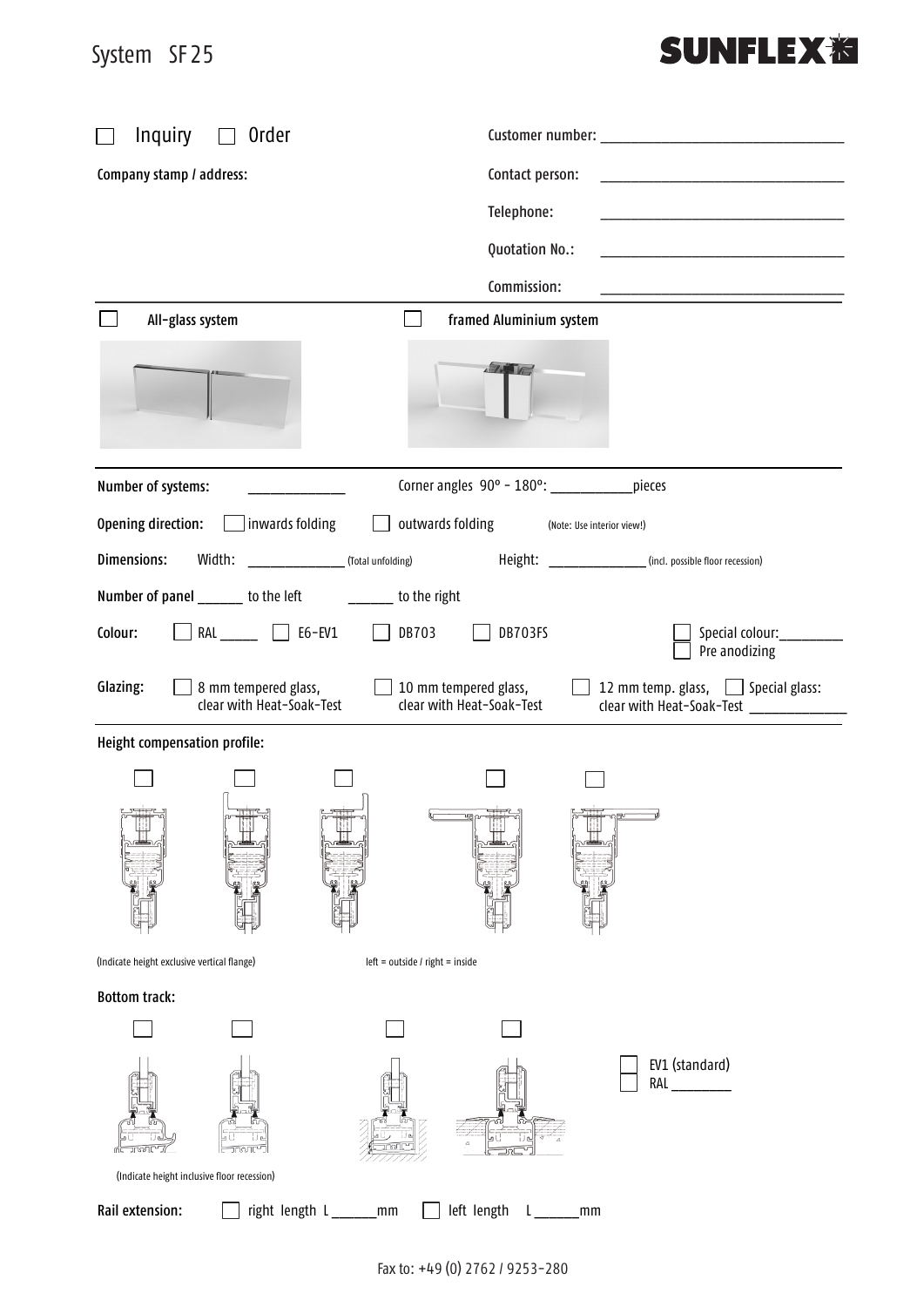# System SF25

**SUNFLEX**

☐ Inquiry ☐ Order

Customer number: ______________________________

Company stamp / address:

Contact person: ______________________________

Telephone: ______________________________

Quotation No.: ______________________________

Commission: ______________________________

☐ All-glass system

☐ framed Aluminium system

Number of systems: ____________

Corner angles 90° - 180°: __________ pieces

Opening direction: ☐ inwards folding ☐ outwards folding (Note: Use interior view!)

Dimensions: Width: ____________ (Total unfolding) Height: ____________ (incl. possible floor recession)

Number of panel ______ to the left ______ to the right

Colour: ☐ RAL _____ ☐ E6-EV1 ☐ DB703 ☐ DB703FS ☐ Special colour: ________ ☐ Pre anodizing

Glazing: ☐ 8 mm tempered glass, clear with Heat-Soak-Test ☐ 10 mm tempered glass, clear with Heat-Soak-Test ☐ 12 mm temp. glass, clear with Heat-Soak-Test ☐ Special glass: ____________

**Height compensation profile:**

☐ ☐ ☐ ☐ ☐

(Indicate height exclusive vertical flange)

left = outside / right = inside

**Bottom track:**

☐ ☐ ☐ ☐

☐ EV1 (standard)
☐ RAL ________

(Indicate height inclusive floor recession)

Rail extension: ☐ right length L ______ mm ☐ left length L ______ mm

Fax to: +49 (0) 2762 / 9253-280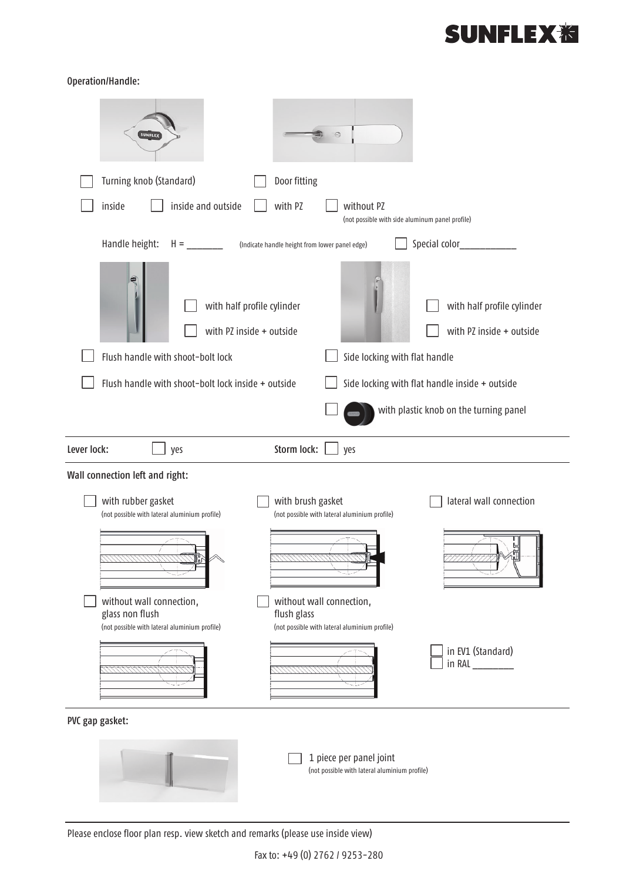Operation/Handle:

☐ Turning knob (Standard) ☐ Door fitting

☐ inside ☐ inside and outside ☐ with PZ ☐ without PZ
(not possible with side aluminum panel profile)

Handle height: H = _______ (Indicate handle height from lower panel edge) ☐ Special color___________

☐ with half profile cylinder
☐ with PZ inside + outside

☐ with half profile cylinder
☐ with PZ inside + outside

☐ Flush handle with shoot-bolt lock ☐ Side locking with flat handle

☐ Flush handle with shoot-bolt lock inside + outside ☐ Side locking with flat handle inside + outside

☐ with plastic knob on the turning panel

Lever lock: ☐ yes Storm lock: ☐ yes

Wall connection left and right:

☐ with rubber gasket
(not possible with lateral aluminium profile)

☐ with brush gasket
(not possible with lateral aluminium profile)

☐ lateral wall connection

☐ without wall connection, glass non flush
(not possible with lateral aluminium profile)

☐ without wall connection, flush glass
(not possible with lateral aluminium profile)

☐ in EV1 (Standard)
☐ in RAL ________

PVC gap gasket:

☐ 1 piece per panel joint
(not possible with lateral aluminium profile)

Please enclose floor plan resp. view sketch and remarks (please use inside view)

Fax to: +49 (0) 2762 / 9253-280